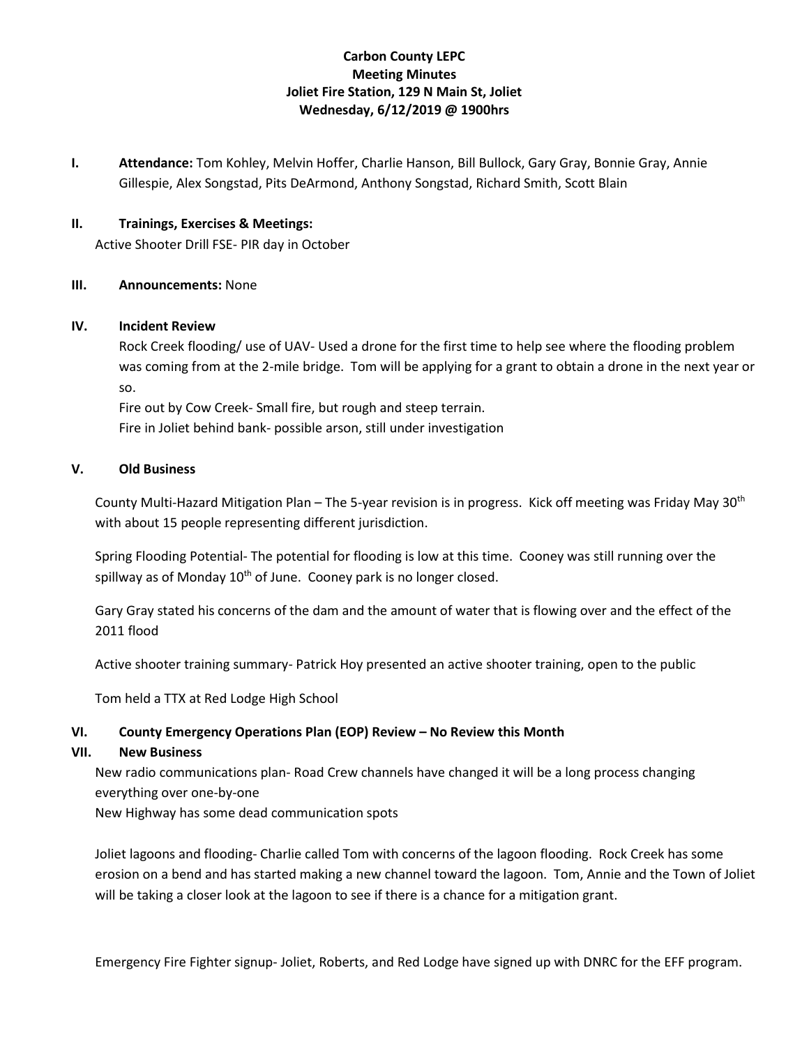**Carbon County LEPC**
**Meeting Minutes**
**Joliet Fire Station, 129 N Main St, Joliet**
**Wednesday, 6/12/2019 @ 1900hrs**

**I. Attendance:** Tom Kohley, Melvin Hoffer, Charlie Hanson, Bill Bullock, Gary Gray, Bonnie Gray, Annie Gillespie, Alex Songstad, Pits DeArmond, Anthony Songstad, Richard Smith, Scott Blain

**II. Trainings, Exercises & Meetings:**

Active Shooter Drill FSE- PIR day in October

**III. Announcements:** None

**IV. Incident Review**

Rock Creek flooding/ use of UAV- Used a drone for the first time to help see where the flooding problem was coming from at the 2-mile bridge. Tom will be applying for a grant to obtain a drone in the next year or so.

Fire out by Cow Creek- Small fire, but rough and steep terrain.

Fire in Joliet behind bank- possible arson, still under investigation

**V. Old Business**

County Multi-Hazard Mitigation Plan – The 5-year revision is in progress. Kick off meeting was Friday May 30th with about 15 people representing different jurisdiction.

Spring Flooding Potential- The potential for flooding is low at this time. Cooney was still running over the spillway as of Monday 10th of June. Cooney park is no longer closed.

Gary Gray stated his concerns of the dam and the amount of water that is flowing over and the effect of the 2011 flood

Active shooter training summary- Patrick Hoy presented an active shooter training, open to the public

Tom held a TTX at Red Lodge High School

**VI. County Emergency Operations Plan (EOP) Review – No Review this Month**

**VII. New Business**

New radio communications plan- Road Crew channels have changed it will be a long process changing everything over one-by-one

New Highway has some dead communication spots

Joliet lagoons and flooding- Charlie called Tom with concerns of the lagoon flooding. Rock Creek has some erosion on a bend and has started making a new channel toward the lagoon. Tom, Annie and the Town of Joliet will be taking a closer look at the lagoon to see if there is a chance for a mitigation grant.

Emergency Fire Fighter signup- Joliet, Roberts, and Red Lodge have signed up with DNRC for the EFF program.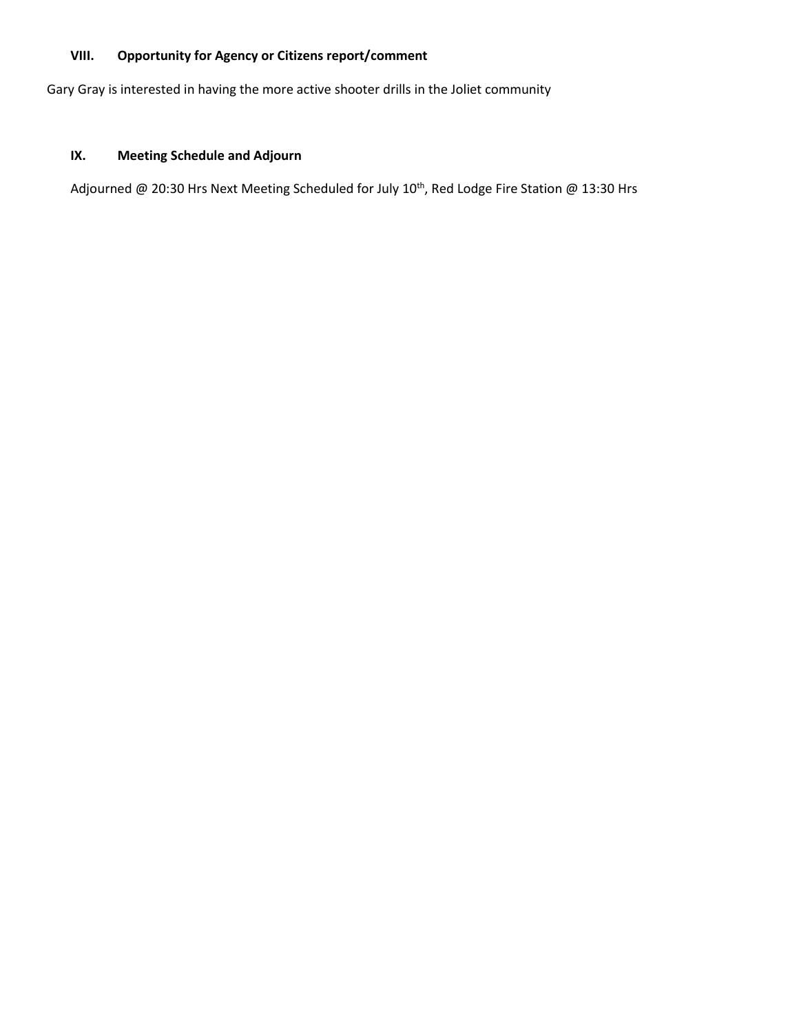## VIII. Opportunity for Agency or Citizens report/comment

Gary Gray is interested in having the more active shooter drills in the Joliet community

## IX. Meeting Schedule and Adjourn

Adjourned @ 20:30 Hrs Next Meeting Scheduled for July 10th, Red Lodge Fire Station @ 13:30 Hrs